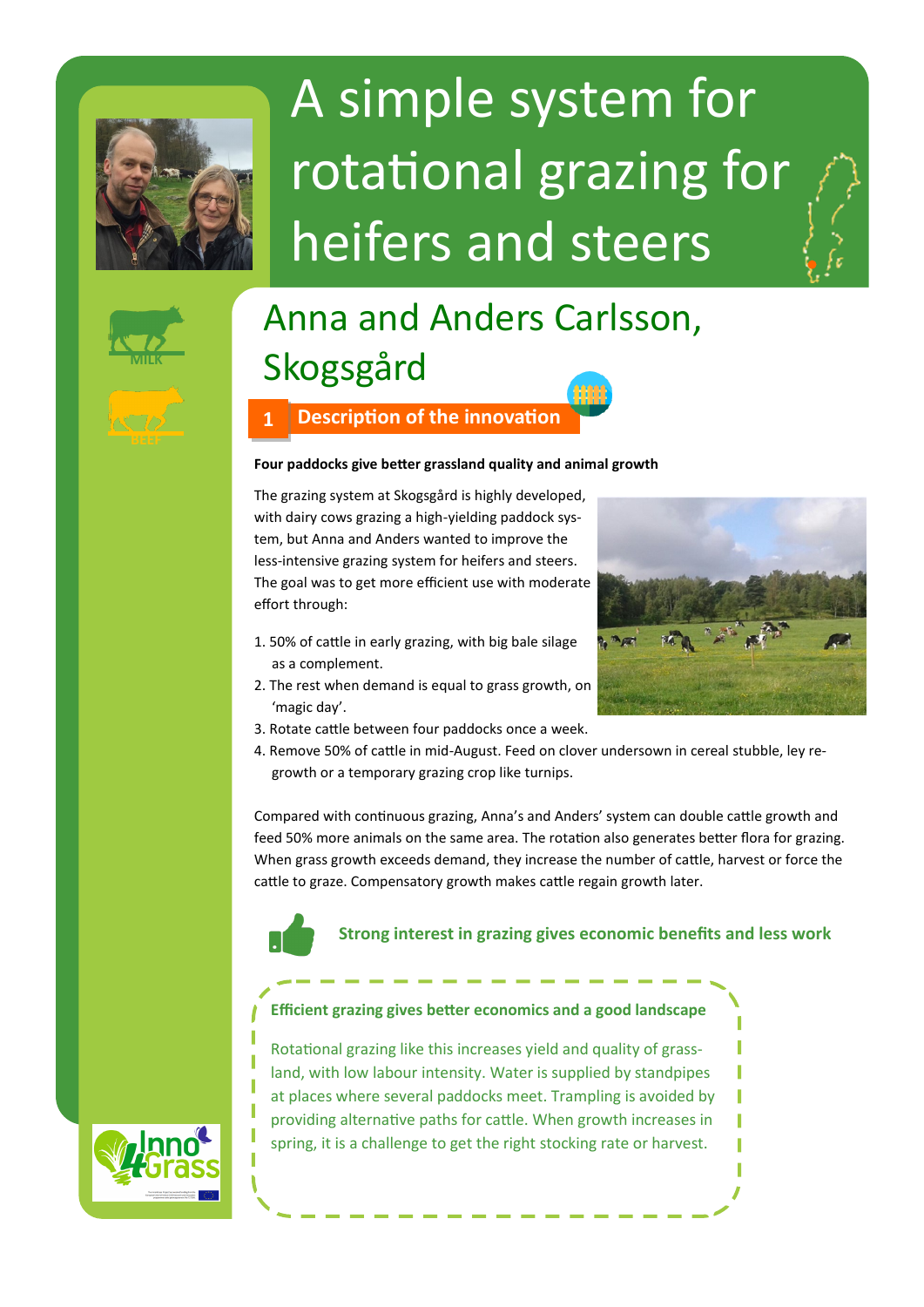# A simple system for rotational grazing for heifers and steers

MILK

BEEF

## Anna and Anders Carlsson, Skogsgård

### 1 Description of the innovation

**Four paddocks give better grassland quality and animal growth**

The grazing system at Skogsgård is highly developed, with dairy cows grazing a high-yielding paddock system, but Anna and Anders wanted to improve the less-intensive grazing system for heifers and steers. The goal was to get more efficient use with moderate effort through:

1. 50% of cattle in early grazing, with big bale silage as a complement.
2. The rest when demand is equal to grass growth, on 'magic day'.
3. Rotate cattle between four paddocks once a week.
4. Remove 50% of cattle in mid-August. Feed on clover undersown in cereal stubble, ley regrowth or a temporary grazing crop like turnips.

Compared with continuous grazing, Anna's and Anders' system can double cattle growth and feed 50% more animals on the same area. The rotation also generates better flora for grazing. When grass growth exceeds demand, they increase the number of cattle, harvest or force the cattle to graze. Compensatory growth makes cattle regain growth later.

**Strong interest in grazing gives economic benefits and less work**

**Efficient grazing gives better economics and a good landscape**

Rotational grazing like this increases yield and quality of grassland, with low labour intensity. Water is supplied by standpipes at places where several paddocks meet. Trampling is avoided by providing alternative paths for cattle. When growth increases in spring, it is a challenge to get the right stocking rate or harvest.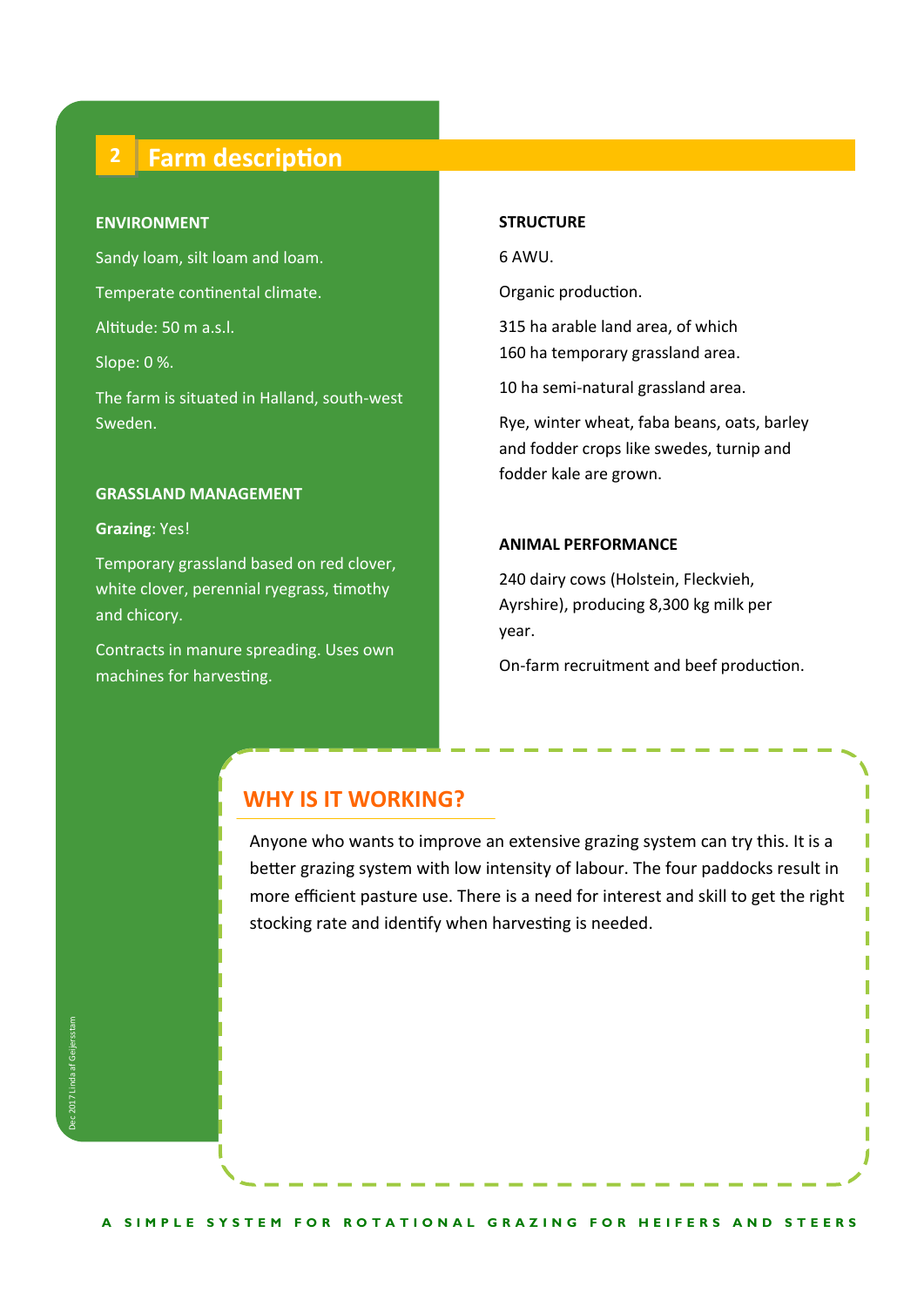## 2 Farm description

### ENVIRONMENT

Sandy loam, silt loam and loam.

Temperate continental climate.

Altitude: 50 m a.s.l.

Slope: 0 %.

The farm is situated in Halland, south-west Sweden.

### GRASSLAND MANAGEMENT

**Grazing**: Yes!

Temporary grassland based on red clover, white clover, perennial ryegrass, timothy and chicory.

Contracts in manure spreading. Uses own machines for harvesting.

### STRUCTURE

6 AWU.

Organic production.

315 ha arable land area, of which 160 ha temporary grassland area.

10 ha semi-natural grassland area.

Rye, winter wheat, faba beans, oats, barley and fodder crops like swedes, turnip and fodder kale are grown.

### ANIMAL PERFORMANCE

240 dairy cows (Holstein, Fleckvieh, Ayrshire), producing 8,300 kg milk per year.

On-farm recruitment and beef production.

### WHY IS IT WORKING?

Anyone who wants to improve an extensive grazing system can try this. It is a better grazing system with low intensity of labour. The four paddocks result in more efficient pasture use. There is a need for interest and skill to get the right stocking rate and identify when harvesting is needed.

Dec 2017 Linda af Geijersstam